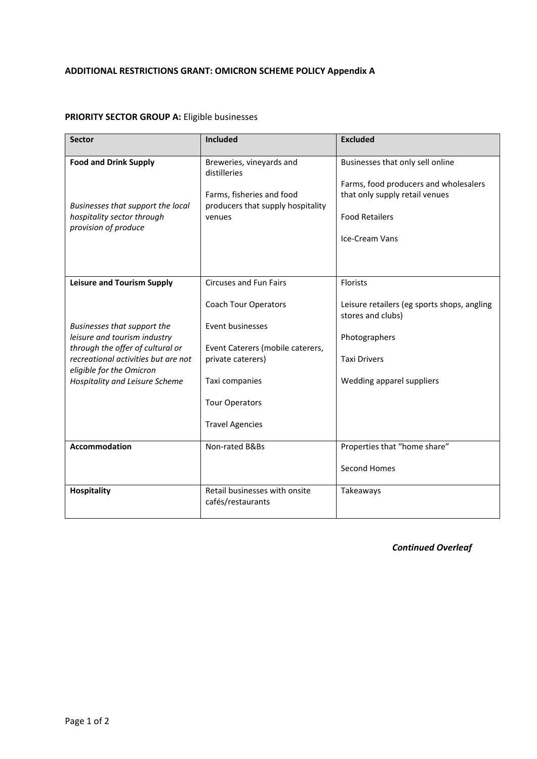**ADDITIONAL RESTRICTIONS GRANT: OMICRON SCHEME POLICY Appendix A**

**PRIORITY SECTOR GROUP A:** Eligible businesses

| Sector | Included | Excluded |
|---|---|---|
| **Food and Drink Supply**<br><br>*Businesses that support the local hospitality sector through provision of produce* | Breweries, vineyards and distilleries<br><br>Farms, fisheries and food producers that supply hospitality venues | Businesses that only sell online<br><br>Farms, food producers and wholesalers that only supply retail venues<br><br>Food Retailers<br><br>Ice-Cream Vans |
| **Leisure and Tourism Supply**<br><br>*Businesses that support the leisure and tourism industry through the offer of cultural or recreational activities but are not eligible for the Omicron Hospitality and Leisure Scheme* | Circuses and Fun Fairs<br><br>Coach Tour Operators<br><br>Event businesses<br><br>Event Caterers (mobile caterers, private caterers)<br><br>Taxi companies<br><br>Tour Operators<br><br>Travel Agencies | Florists<br><br>Leisure retailers (eg sports shops, angling stores and clubs)<br><br>Photographers<br><br>Taxi Drivers<br><br>Wedding apparel suppliers |
| **Accommodation** | Non-rated B&Bs | Properties that "home share"<br><br>Second Homes |
| **Hospitality** | Retail businesses with onsite cafés/restaurants | Takeaways |

*Continued Overleaf*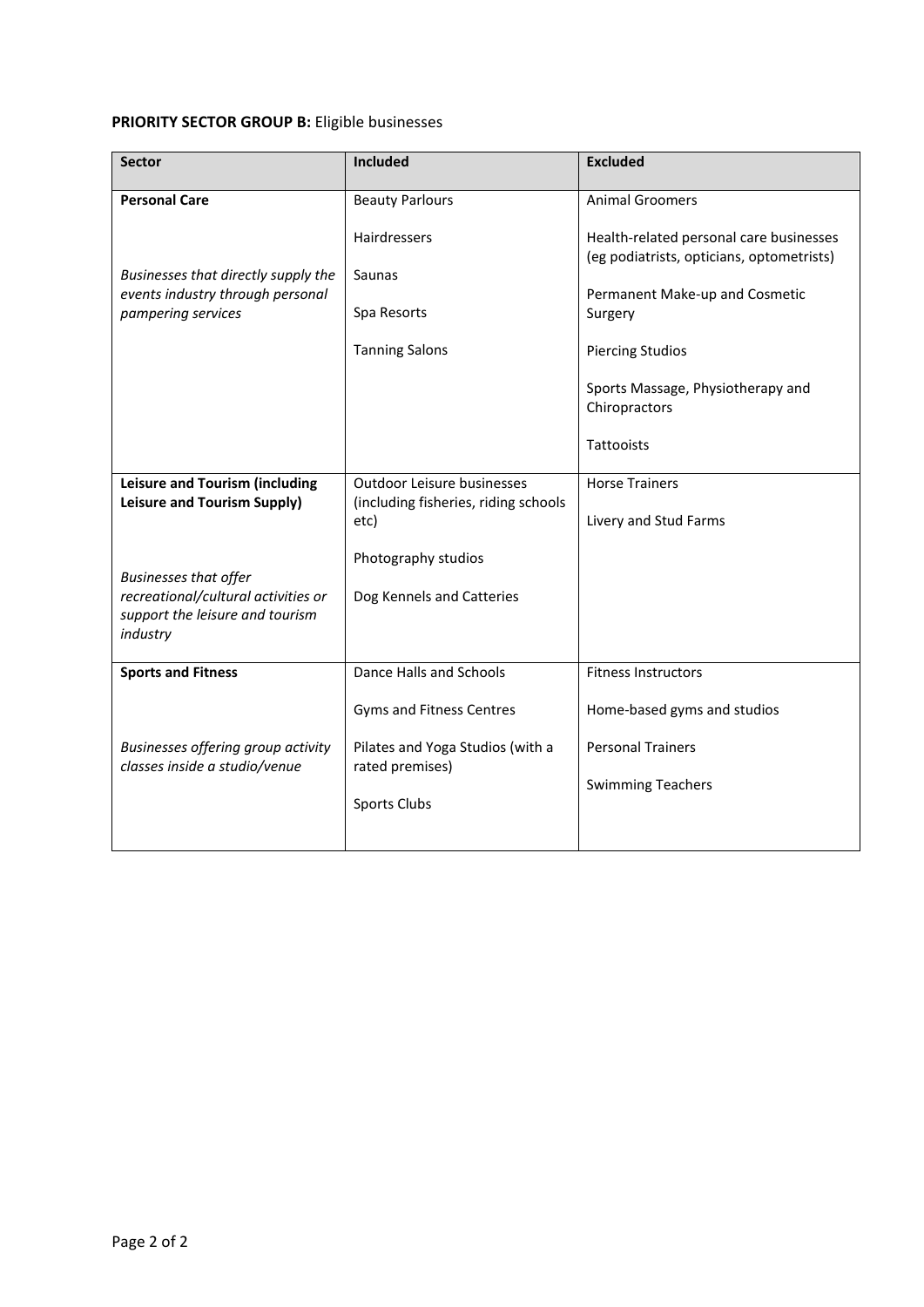**PRIORITY SECTOR GROUP B:** Eligible businesses

| Sector | Included | Excluded |
| --- | --- | --- |
| **Personal Care**<br><br>*Businesses that directly supply the events industry through personal pampering services* | Beauty Parlours<br><br>Hairdressers<br><br>Saunas<br><br>Spa Resorts<br><br>Tanning Salons | Animal Groomers<br><br>Health-related personal care businesses (eg podiatrists, opticians, optometrists)<br><br>Permanent Make-up and Cosmetic Surgery<br><br>Piercing Studios<br><br>Sports Massage, Physiotherapy and Chiropractors<br><br>Tattooists |
| **Leisure and Tourism (including Leisure and Tourism Supply)**<br><br>*Businesses that offer recreational/cultural activities or support the leisure and tourism industry* | Outdoor Leisure businesses (including fisheries, riding schools etc)<br><br>Photography studios<br><br>Dog Kennels and Catteries | Horse Trainers<br><br>Livery and Stud Farms |
| **Sports and Fitness**<br><br>*Businesses offering group activity classes inside a studio/venue* | Dance Halls and Schools<br><br>Gyms and Fitness Centres<br><br>Pilates and Yoga Studios (with a rated premises)<br><br>Sports Clubs | Fitness Instructors<br><br>Home-based gyms and studios<br><br>Personal Trainers<br><br>Swimming Teachers |